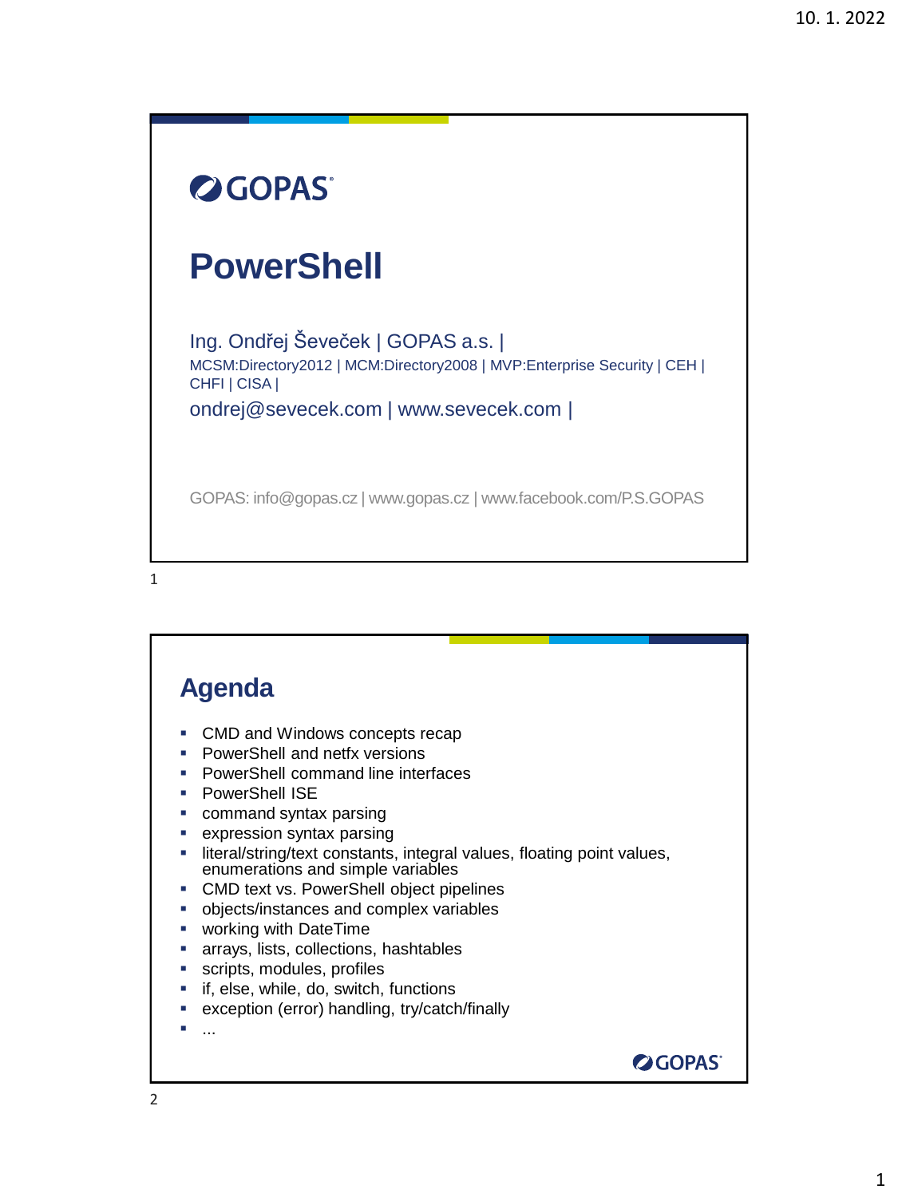GOPAS

# PowerShell

Ing. Ondřej Ševeček | GOPAS a.s. |
MCSM:Directory2012 | MCM:Directory2008 | MVP:Enterprise Security | CEH | CHFI | CISA |
ondrej@sevecek.com | www.sevecek.com |

GOPAS: info@gopas.cz | www.gopas.cz | www.facebook.com/P.S.GOPAS

## Agenda

- CMD and Windows concepts recap
- PowerShell and netfx versions
- PowerShell command line interfaces
- PowerShell ISE
- command syntax parsing
- expression syntax parsing
- literal/string/text constants, integral values, floating point values, enumerations and simple variables
- CMD text vs. PowerShell object pipelines
- objects/instances and complex variables
- working with DateTime
- arrays, lists, collections, hashtables
- scripts, modules, profiles
- if, else, while, do, switch, functions
- exception (error) handling, try/catch/finally
- ...

GOPAS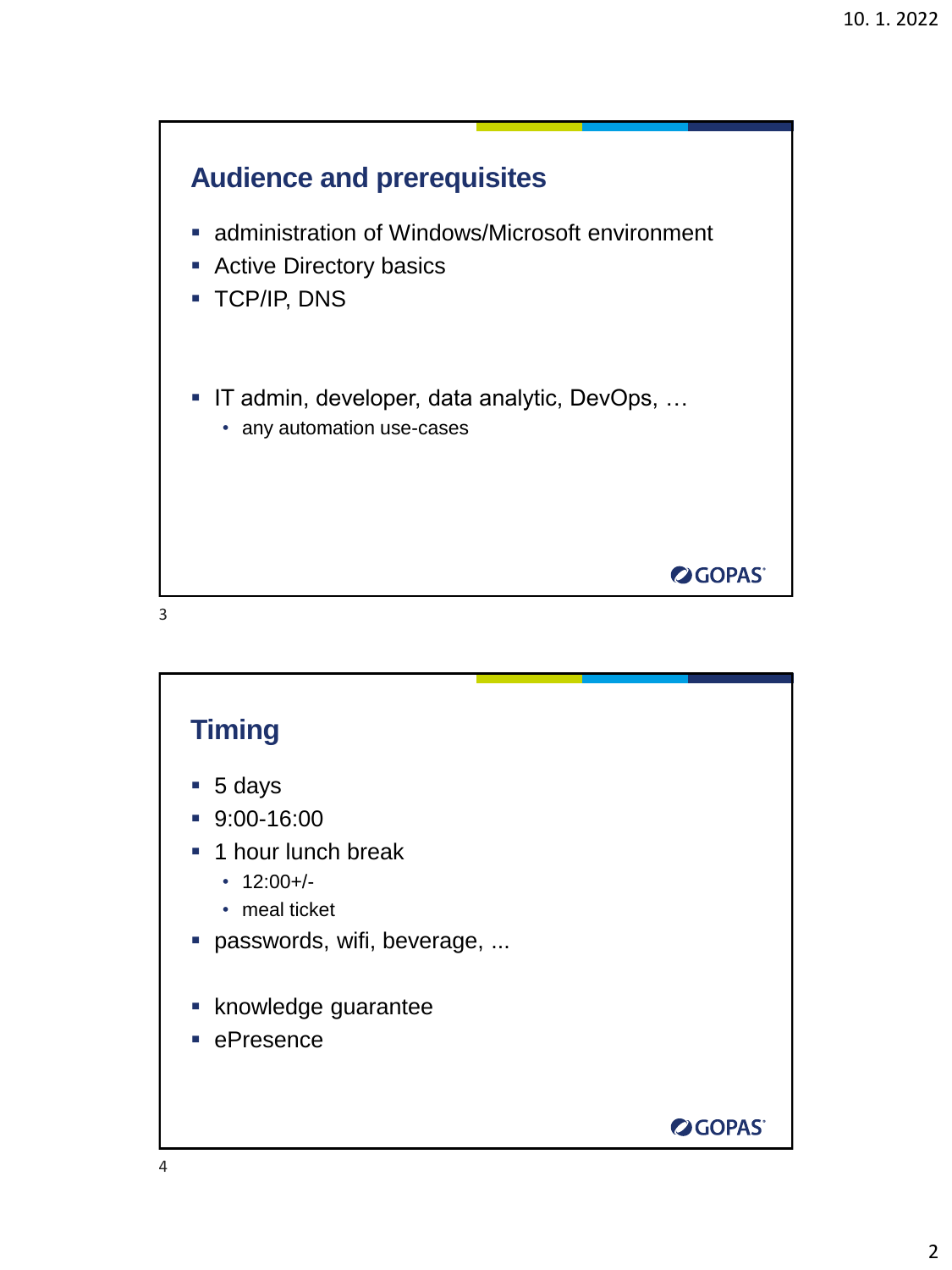## Audience and prerequisites

- administration of Windows/Microsoft environment
- Active Directory basics
- TCP/IP, DNS

- IT admin, developer, data analytic, DevOps, …
  - any automation use-cases

GOPAS

## Timing

- 5 days
- 9:00-16:00
- 1 hour lunch break
  - 12:00+/-
  - meal ticket
- passwords, wifi, beverage, ...

- knowledge guarantee
- ePresence

GOPAS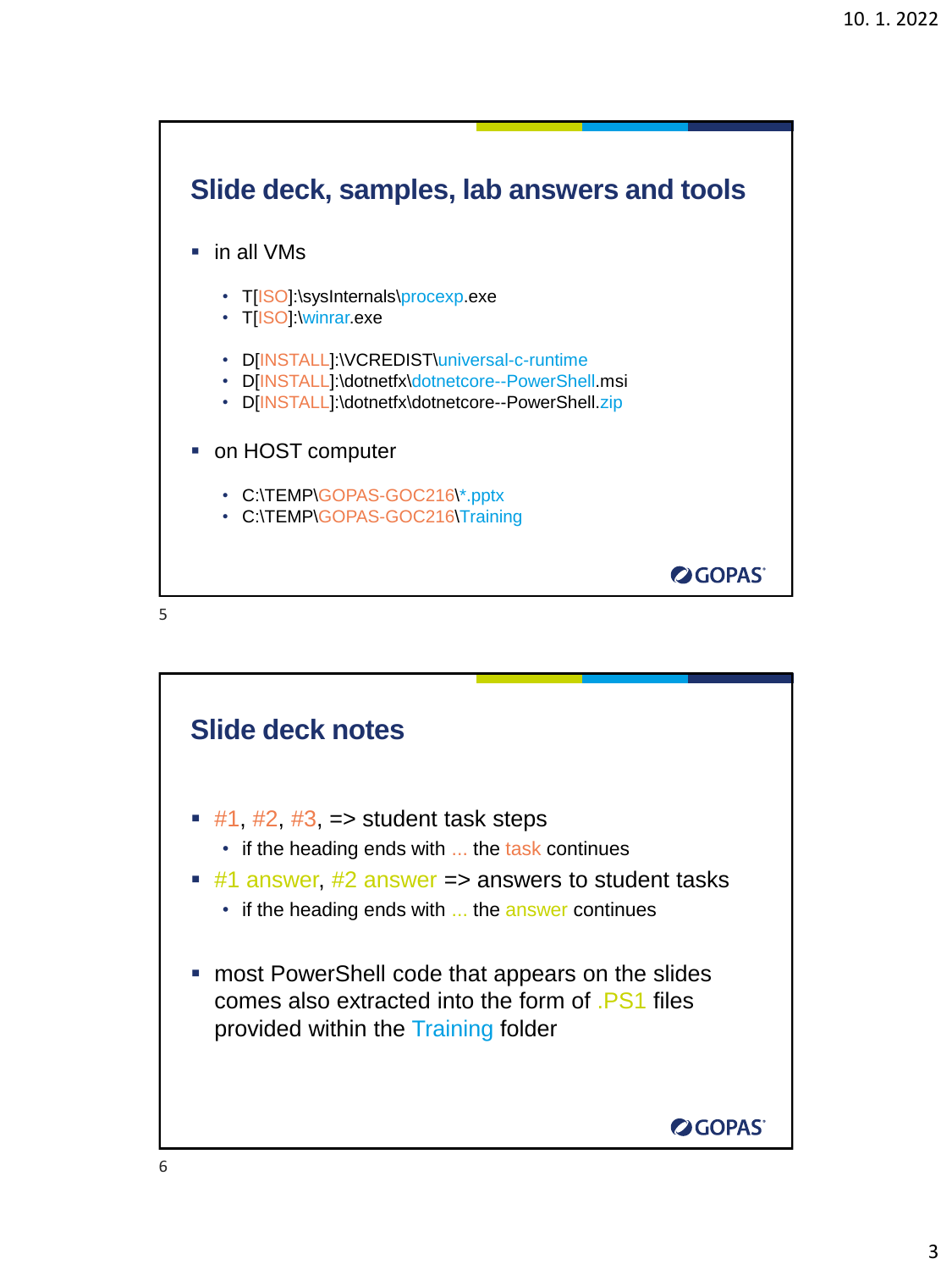## Slide deck, samples, lab answers and tools

- in all VMs
  - T[ISO]:\sysInternals\procexp.exe
  - T[ISO]:\winrar.exe

  - D[INSTALL]:\VCREDIST\universal-c-runtime
  - D[INSTALL]:\dotnetfx\dotnetcore--PowerShell.msi
  - D[INSTALL]:\dotnetfx\dotnetcore--PowerShell.zip

- on HOST computer
  - C:\TEMP\GOPAS-GOC216\*.pptx
  - C:\TEMP\GOPAS-GOC216\Training

GOPAS

## Slide deck notes

- #1, #2, #3, => student task steps
  - if the heading ends with ... the task continues
- #1 answer, #2 answer => answers to student tasks
  - if the heading ends with ... the answer continues

- most PowerShell code that appears on the slides comes also extracted into the form of .PS1 files provided within the Training folder

GOPAS